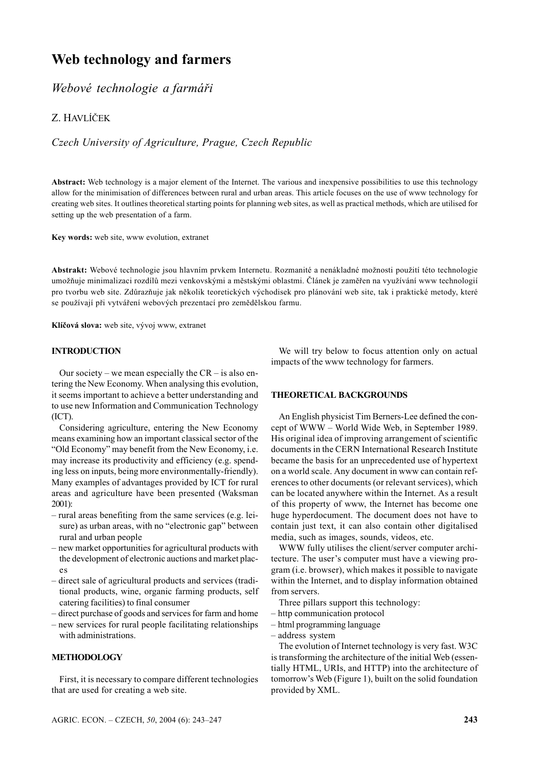# Web technology and farmers

*Webové technologie a farmáři*

Z. HAVLÍČEK

*Czech University of Agriculture, Prague, Czech Republic*

**Abstract:** Web technology is a major element of the Internet. The various and inexpensive possibilities to use this technology allow for the minimisation of differences between rural and urban areas. This article focuses on the use of www technology for creating web sites. It outlines theoretical starting points for planning web sites, as well as practical methods, which are utilised for setting up the web presentation of a farm.

**Key words:** web site, www evolution, extranet

**Abstrakt:** Webové technologie jsou hlavním prvkem Internetu. Rozmanité a nenákladné možnosti použití této technologie umožňuje minimalizaci rozdílů mezi venkovskými a městskými oblastmi. Článek je zaměřen na využívání www technologií pro tvorbu web site. Zdůrazňuje jak několik teoretických východisek pro plánování web site, tak i praktické metody, které se používají při vytváření webových prezentací pro zemědělskou farmu.

**Klíčová slova:** web site, vývoj www, extranet

## INTRODUCTION

Our society – we mean especially the CR – is also entering the New Economy. When analysing this evolution, it seems important to achieve a better understanding and to use new Information and Communication Technology (ICT).

Considering agriculture, entering the New Economy means examining how an important classical sector of the "Old Economy" may benefit from the New Economy, i.e. may increase its productivity and efficiency (e.g. spending less on inputs, being more environmentally-friendly). Many examples of advantages provided by ICT for rural areas and agriculture have been presented (Waksman 2001):

- rural areas benefiting from the same services (e.g. leisure) as urban areas, with no "electronic gap" between rural and urban people
- new market opportunities for agricultural products with the development of electronic auctions and market places
- direct sale of agricultural products and services (traditional products, wine, organic farming products, self catering facilities) to final consumer
- direct purchase of goods and services for farm and home
- new services for rural people facilitating relationships with administrations.

## METHODOLOGY

First, it is necessary to compare different technologies that are used for creating a web site.

We will try below to focus attention only on actual impacts of the www technology for farmers.

## THEORETICAL BACKGROUNDS

An English physicist Tim Berners-Lee defined the concept of WWW – World Wide Web, in September 1989. His original idea of improving arrangement of scientific documents in the CERN International Research Institute became the basis for an unprecedented use of hypertext on a world scale. Any document in www can contain references to other documents (or relevant services), which can be located anywhere within the Internet. As a result of this property of www, the Internet has become one huge hyperdocument. The document does not have to contain just text, it can also contain other digitalised media, such as images, sounds, videos, etc.

WWW fully utilises the client/server computer architecture. The user's computer must have a viewing program (i.e. browser), which makes it possible to navigate within the Internet, and to display information obtained from servers.

Three pillars support this technology:

- http communication protocol
- html programming language
- address system

The evolution of Internet technology is very fast. W3C is transforming the architecture of the initial Web (essentially HTML, URIs, and HTTP) into the architecture of tomorrow's Web (Figure 1), built on the solid foundation provided by XML.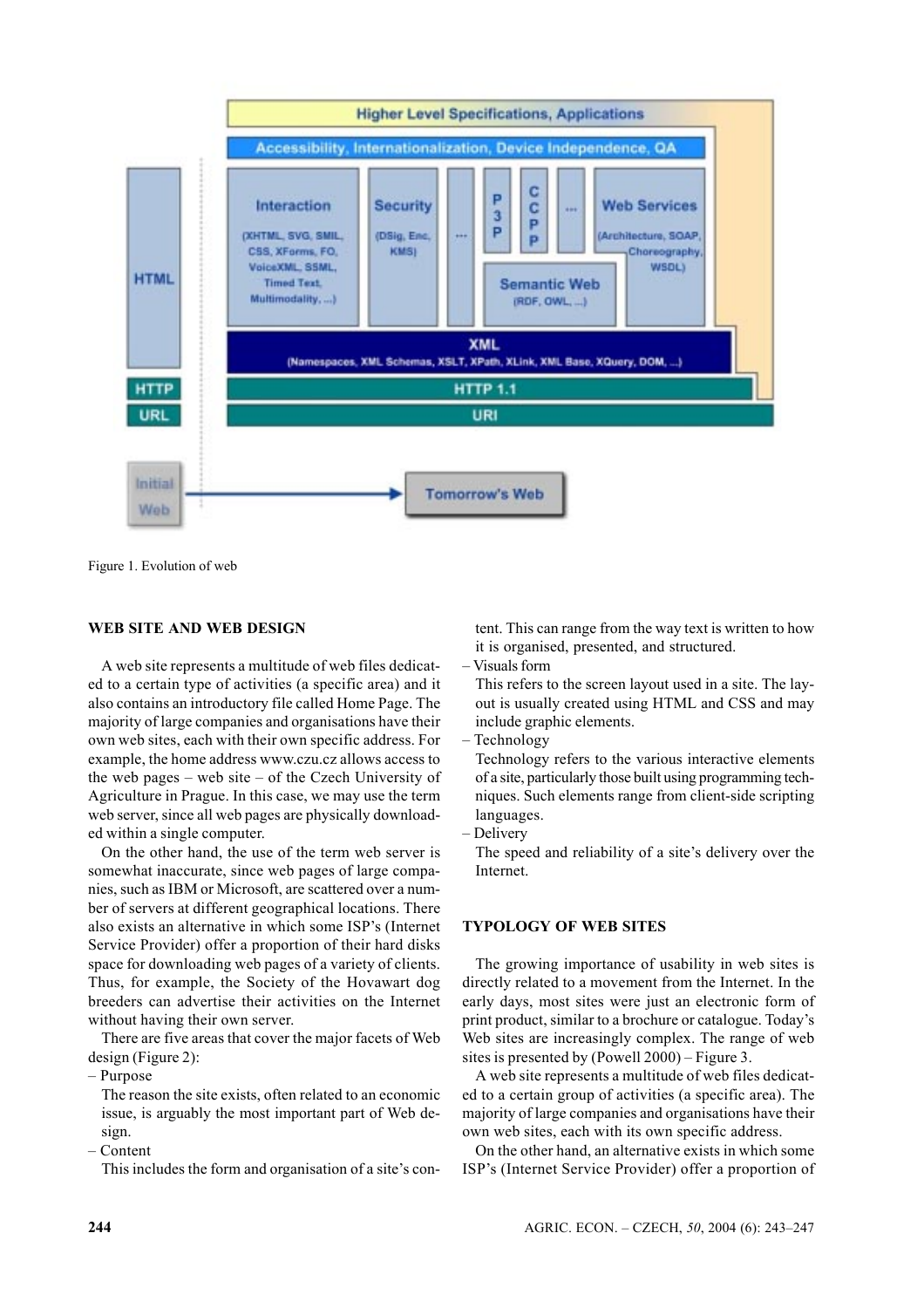Higher Level Specifications, Applications

Accessibility, Internationalization, Device Independence, QA

HTML

Interaction

(XHTML, SVG, SMIL, CSS, XForms, FO, VoiceXML, SSML, Timed Text, Multimodality, ...)

Security

(DSig, Enc, KMS)

...

P3P

CCPP

...

Web Services

(Architecture, SOAP, Choreography, WSDL)

Semantic Web

(RDF, OWL, ...)

XML

(Namespaces, XML Schemas, XSLT, XPath, XLink, XML Base, XQuery, DOM, ...)

HTTP

HTTP 1.1

URL

URI

Initial Web

Tomorrow's Web

Figure 1. Evolution of web

## WEB SITE AND WEB DESIGN

A web site represents a multitude of web files dedicated to a certain type of activities (a specific area) and it also contains an introductory file called Home Page. The majority of large companies and organisations have their own web sites, each with their own specific address. For example, the home address www.czu.cz allows access to the web pages – web site – of the Czech University of Agriculture in Prague. In this case, we may use the term web server, since all web pages are physically downloaded within a single computer.

On the other hand, the use of the term web server is somewhat inaccurate, since web pages of large companies, such as IBM or Microsoft, are scattered over a number of servers at different geographical locations. There also exists an alternative in which some ISP's (Internet Service Provider) offer a proportion of their hard disks space for downloading web pages of a variety of clients. Thus, for example, the Society of the Hovawart dog breeders can advertise their activities on the Internet without having their own server.

There are five areas that cover the major facets of Web design (Figure 2):

– Purpose

The reason the site exists, often related to an economic issue, is arguably the most important part of Web design.

– Content

This includes the form and organisation of a site's content. This can range from the way text is written to how it is organised, presented, and structured.

– Visuals form

This refers to the screen layout used in a site. The layout is usually created using HTML and CSS and may include graphic elements.

– Technology

Technology refers to the various interactive elements of a site, particularly those built using programming techniques. Such elements range from client-side scripting languages.

– Delivery

The speed and reliability of a site's delivery over the Internet.

## TYPOLOGY OF WEB SITES

The growing importance of usability in web sites is directly related to a movement from the Internet. In the early days, most sites were just an electronic form of print product, similar to a brochure or catalogue. Today's Web sites are increasingly complex. The range of web sites is presented by (Powell 2000) – Figure 3.

A web site represents a multitude of web files dedicated to a certain group of activities (a specific area). The majority of large companies and organisations have their own web sites, each with its own specific address.

On the other hand, an alternative exists in which some ISP's (Internet Service Provider) offer a proportion of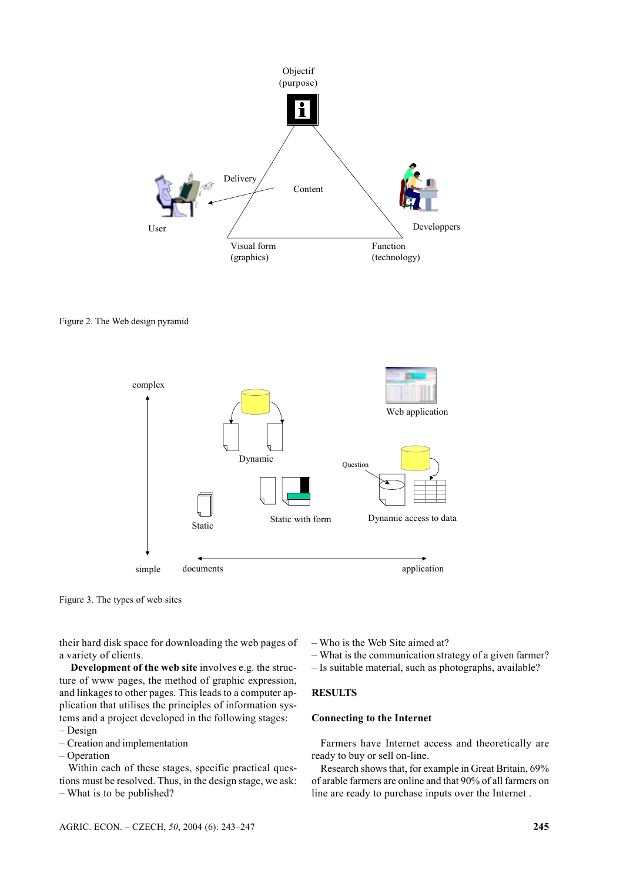Figure 2. The Web design pyramid

Figure 3. The types of web sites

their hard disk space for downloading the web pages of a variety of clients.

**Development of the web site** involves e.g. the structure of www pages, the method of graphic expression, and linkages to other pages. This leads to a computer application that utilises the principles of information systems and a project developed in the following stages:
– Design
– Creation and implementation
– Operation

Within each of these stages, specific practical questions must be resolved. Thus, in the design stage, we ask:
– What is to be published?
– Who is the Web Site aimed at?
– What is the communication strategy of a given farmer?
– Is suitable material, such as photographs, available?

## RESULTS

### Connecting to the Internet

Farmers have Internet access and theoretically are ready to buy or sell on-line.

Research shows that, for example in Great Britain, 69% of arable farmers are online and that 90% of all farmers on line are ready to purchase inputs over the Internet .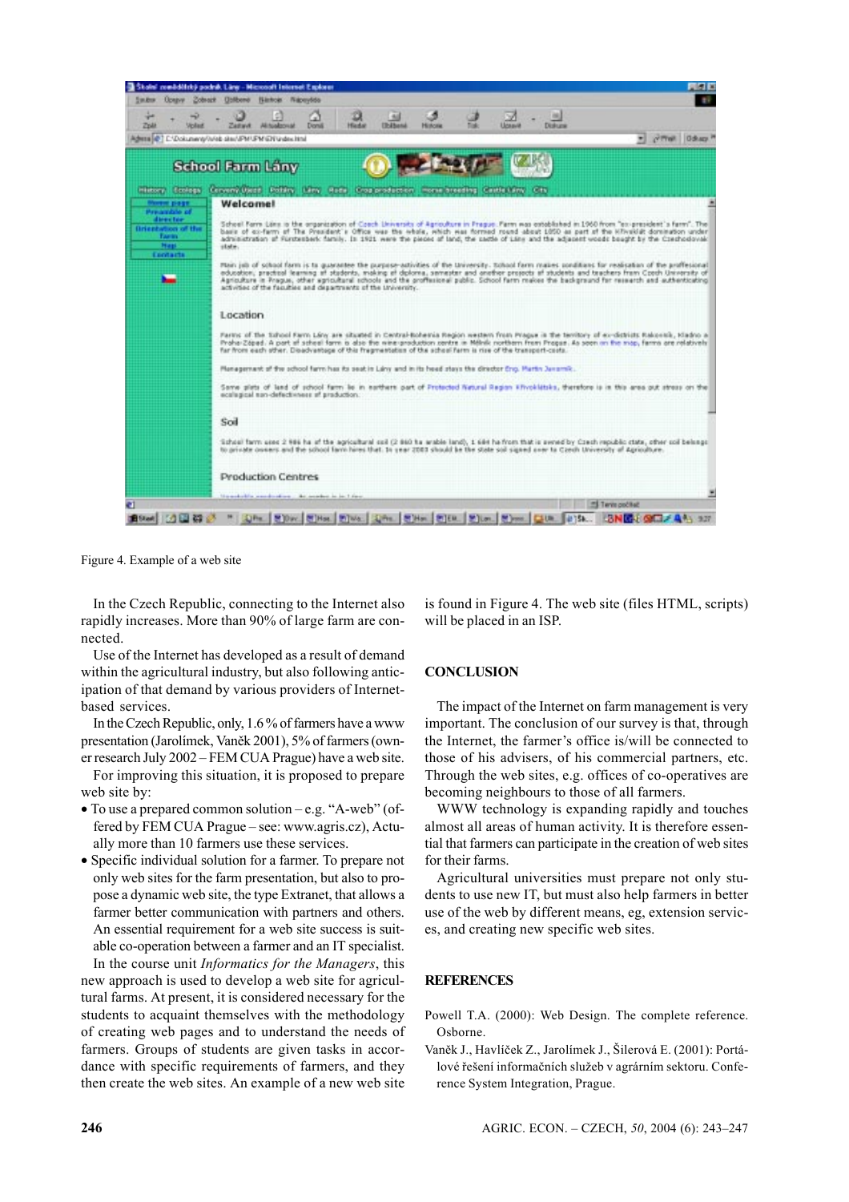Figure 4. Example of a web site

In the Czech Republic, connecting to the Internet also rapidly increases. More than 90% of large farm are connected.

Use of the Internet has developed as a result of demand within the agricultural industry, but also following anticipation of that demand by various providers of Internet-based services.

In the Czech Republic, only, 1.6 % of farmers have a www presentation (Jarolímek, Vaněk 2001), 5% of farmers (owner research July 2002 – FEM CUA Prague) have a web site.

For improving this situation, it is proposed to prepare web site by:

- To use a prepared common solution – e.g. "A-web" (offered by FEM CUA Prague – see: www.agris.cz), Actually more than 10 farmers use these services.
- Specific individual solution for a farmer. To prepare not only web sites for the farm presentation, but also to propose a dynamic web site, the type Extranet, that allows a farmer better communication with partners and others. An essential requirement for a web site success is suitable co-operation between a farmer and an IT specialist.

In the course unit *Informatics for the Managers*, this new approach is used to develop a web site for agricultural farms. At present, it is considered necessary for the students to acquaint themselves with the methodology of creating web pages and to understand the needs of farmers. Groups of students are given tasks in accordance with specific requirements of farmers, and they then create the web sites. An example of a new web site is found in Figure 4. The web site (files HTML, scripts) will be placed in an ISP.

## CONCLUSION

The impact of the Internet on farm management is very important. The conclusion of our survey is that, through the Internet, the farmer's office is/will be connected to those of his advisers, of his commercial partners, etc. Through the web sites, e.g. offices of co-operatives are becoming neighbours to those of all farmers.

WWW technology is expanding rapidly and touches almost all areas of human activity. It is therefore essential that farmers can participate in the creation of web sites for their farms.

Agricultural universities must prepare not only students to use new IT, but must also help farmers in better use of the web by different means, eg, extension services, and creating new specific web sites.

## REFERENCES

Powell T.A. (2000): Web Design. The complete reference. Osborne.

Vaněk J., Havlíček Z., Jarolímek J., Šilerová E. (2001): Portálové řešení informačních služeb v agrárním sektoru. Conference System Integration, Prague.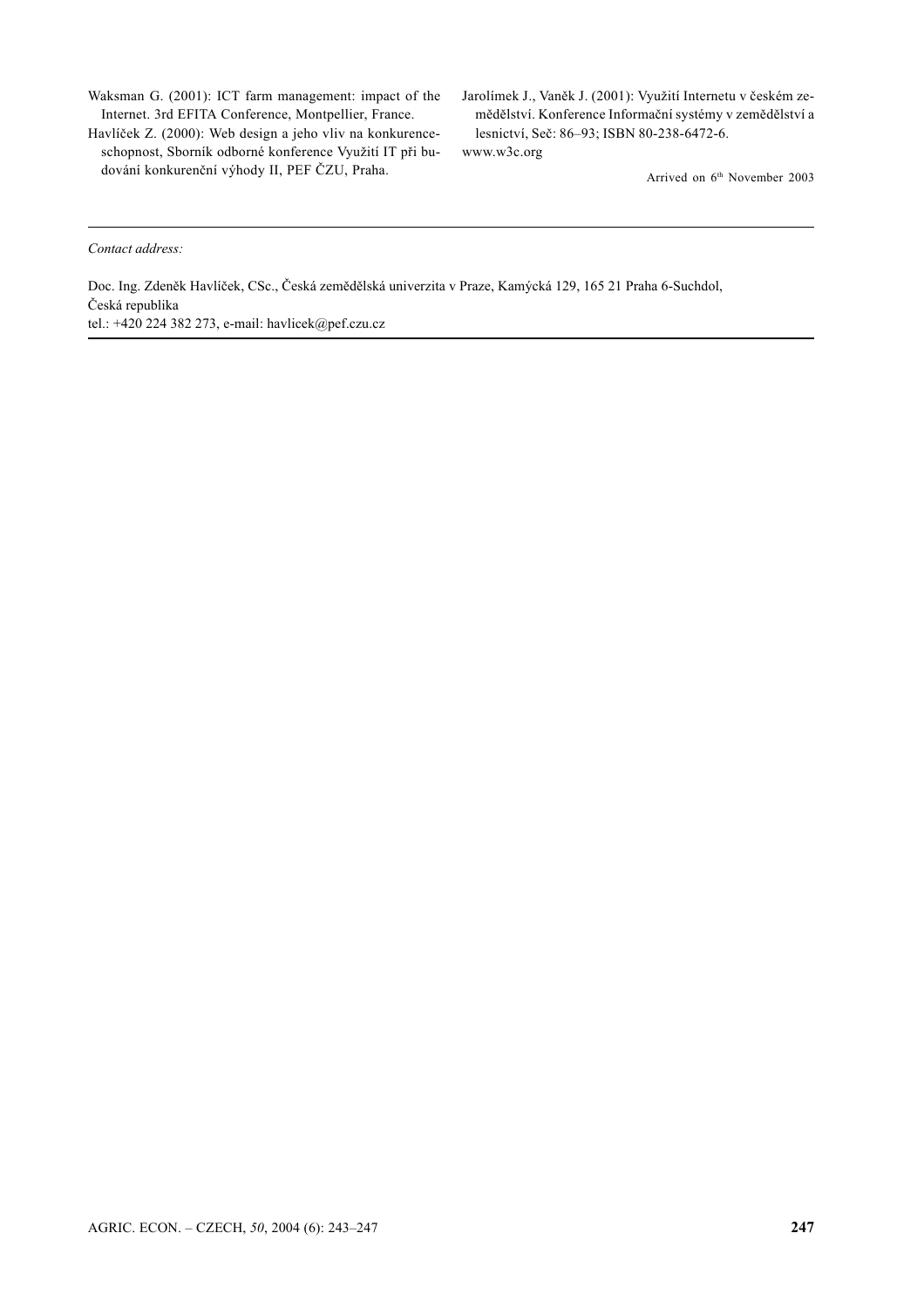Waksman G. (2001): ICT farm management: impact of the Internet. 3rd EFITA Conference, Montpellier, France.

Havlíček Z. (2000): Web design a jeho vliv na konkurenceschopnost, Sborník odborné konference Využití IT při budování konkurenční výhody II, PEF ČZU, Praha.

Jarolímek J., Vaněk J. (2001): Využití Internetu v českém zemědělství. Konference Informační systémy v zemědělství a lesnictví, Seč: 86–93; ISBN 80-238-6472-6.

www.w3c.org

Arrived on 6th November 2003

---

*Contact address:*

Doc. Ing. Zdeněk Havlíček, CSc., Česká zemědělská univerzita v Praze, Kamýcká 129, 165 21 Praha 6-Suchdol, Česká republika
tel.: +420 224 382 273, e-mail: havlicek@pef.czu.cz